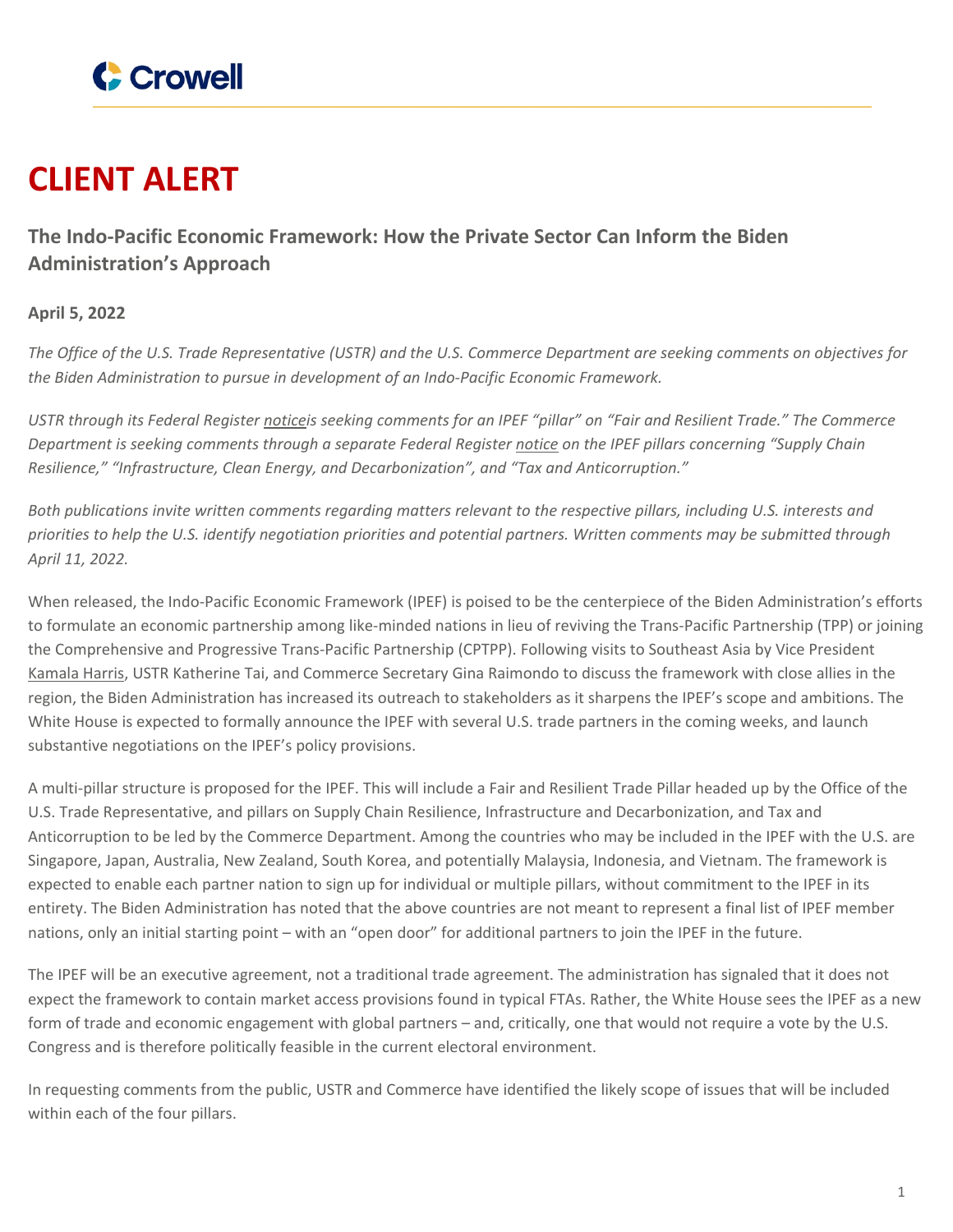# CLIENT ALERT

## The Indo-Pacific Economic Framework: How the Private Sector Can Inform the Biden Administration's Approach

**April 5, 2022**

*The Office of the U.S. Trade Representative (USTR) and the U.S. Commerce Department are seeking comments on objectives for the Biden Administration to pursue in development of an Indo-Pacific Economic Framework.*

*USTR through its Federal Register noticeis seeking comments for an IPEF "pillar" on "Fair and Resilient Trade." The Commerce Department is seeking comments through a separate Federal Register notice on the IPEF pillars concerning "Supply Chain Resilience," "Infrastructure, Clean Energy, and Decarbonization", and "Tax and Anticorruption."*

*Both publications invite written comments regarding matters relevant to the respective pillars, including U.S. interests and priorities to help the U.S. identify negotiation priorities and potential partners. Written comments may be submitted through April 11, 2022.*

When released, the Indo-Pacific Economic Framework (IPEF) is poised to be the centerpiece of the Biden Administration's efforts to formulate an economic partnership among like-minded nations in lieu of reviving the Trans-Pacific Partnership (TPP) or joining the Comprehensive and Progressive Trans-Pacific Partnership (CPTPP). Following visits to Southeast Asia by Vice President Kamala Harris, USTR Katherine Tai, and Commerce Secretary Gina Raimondo to discuss the framework with close allies in the region, the Biden Administration has increased its outreach to stakeholders as it sharpens the IPEF's scope and ambitions. The White House is expected to formally announce the IPEF with several U.S. trade partners in the coming weeks, and launch substantive negotiations on the IPEF's policy provisions.

A multi-pillar structure is proposed for the IPEF. This will include a Fair and Resilient Trade Pillar headed up by the Office of the U.S. Trade Representative, and pillars on Supply Chain Resilience, Infrastructure and Decarbonization, and Tax and Anticorruption to be led by the Commerce Department. Among the countries who may be included in the IPEF with the U.S. are Singapore, Japan, Australia, New Zealand, South Korea, and potentially Malaysia, Indonesia, and Vietnam. The framework is expected to enable each partner nation to sign up for individual or multiple pillars, without commitment to the IPEF in its entirety. The Biden Administration has noted that the above countries are not meant to represent a final list of IPEF member nations, only an initial starting point – with an "open door" for additional partners to join the IPEF in the future.

The IPEF will be an executive agreement, not a traditional trade agreement. The administration has signaled that it does not expect the framework to contain market access provisions found in typical FTAs. Rather, the White House sees the IPEF as a new form of trade and economic engagement with global partners – and, critically, one that would not require a vote by the U.S. Congress and is therefore politically feasible in the current electoral environment.

In requesting comments from the public, USTR and Commerce have identified the likely scope of issues that will be included within each of the four pillars.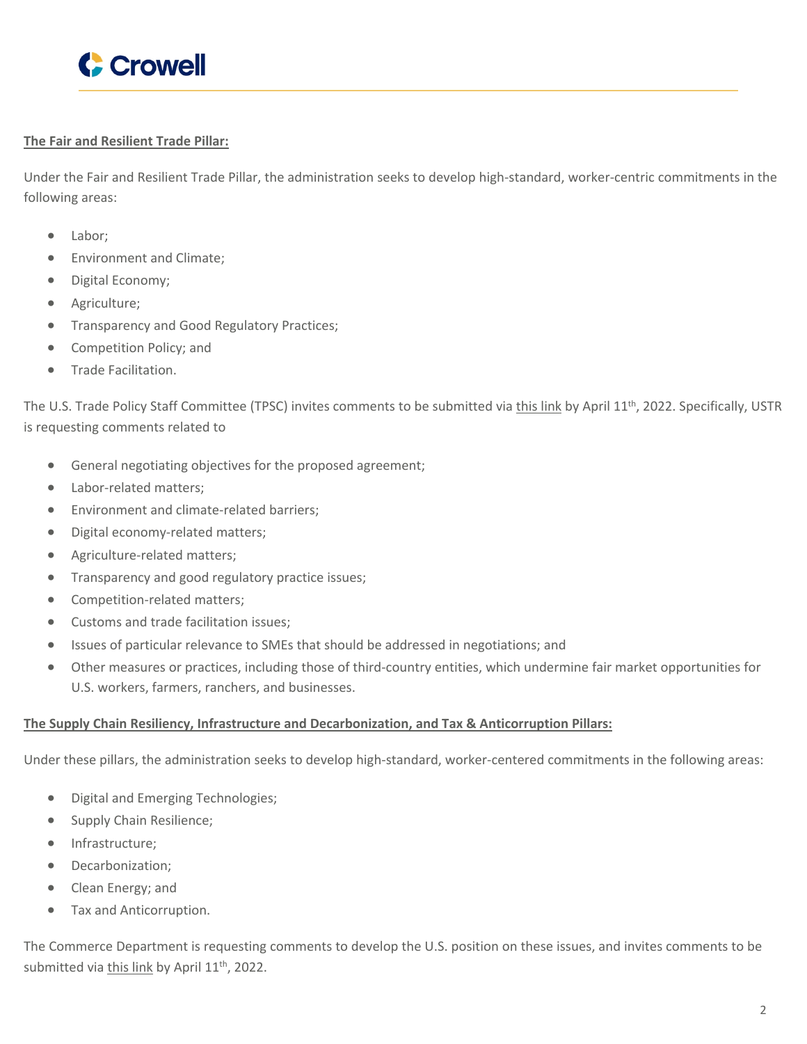**The Fair and Resilient Trade Pillar:**

Under the Fair and Resilient Trade Pillar, the administration seeks to develop high-standard, worker-centric commitments in the following areas:

- Labor;
- Environment and Climate;
- Digital Economy;
- Agriculture;
- Transparency and Good Regulatory Practices;
- Competition Policy; and
- Trade Facilitation.

The U.S. Trade Policy Staff Committee (TPSC) invites comments to be submitted via this link by April 11th, 2022. Specifically, USTR is requesting comments related to

- General negotiating objectives for the proposed agreement;
- Labor-related matters;
- Environment and climate-related barriers;
- Digital economy-related matters;
- Agriculture-related matters;
- Transparency and good regulatory practice issues;
- Competition-related matters;
- Customs and trade facilitation issues;
- Issues of particular relevance to SMEs that should be addressed in negotiations; and
- Other measures or practices, including those of third-country entities, which undermine fair market opportunities for U.S. workers, farmers, ranchers, and businesses.

**The Supply Chain Resiliency, Infrastructure and Decarbonization, and Tax & Anticorruption Pillars:**

Under these pillars, the administration seeks to develop high-standard, worker-centered commitments in the following areas:

- Digital and Emerging Technologies;
- Supply Chain Resilience;
- Infrastructure;
- Decarbonization;
- Clean Energy; and
- Tax and Anticorruption.

The Commerce Department is requesting comments to develop the U.S. position on these issues, and invites comments to be submitted via this link by April 11th, 2022.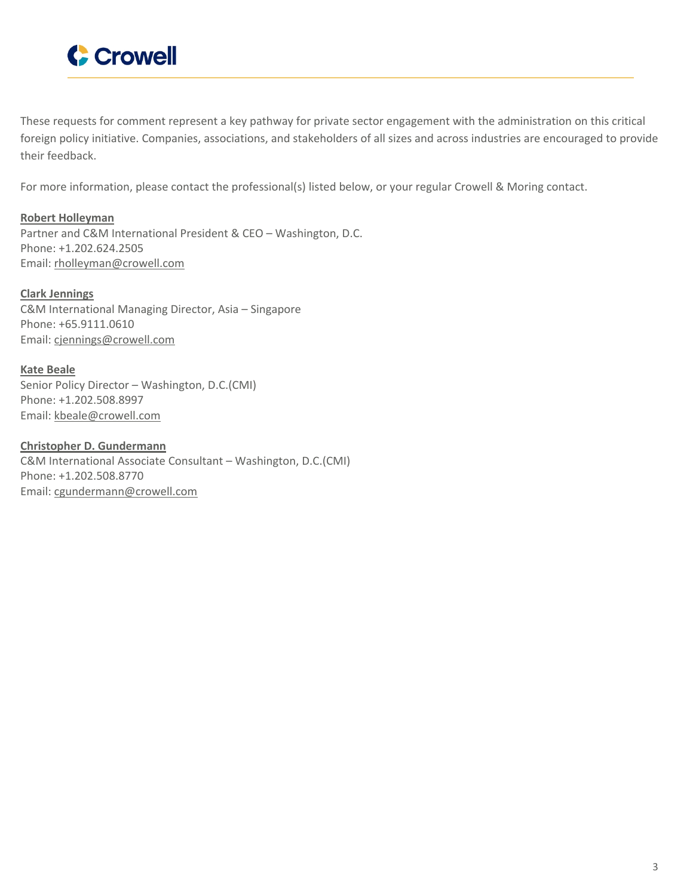These requests for comment represent a key pathway for private sector engagement with the administration on this critical foreign policy initiative. Companies, associations, and stakeholders of all sizes and across industries are encouraged to provide their feedback.

For more information, please contact the professional(s) listed below, or your regular Crowell & Moring contact.

**Robert Holleyman**
Partner and C&M International President & CEO – Washington, D.C.
Phone: +1.202.624.2505
Email: rholleyman@crowell.com

**Clark Jennings**
C&M International Managing Director, Asia – Singapore
Phone: +65.9111.0610
Email: cjennings@crowell.com

**Kate Beale**
Senior Policy Director – Washington, D.C.(CMI)
Phone: +1.202.508.8997
Email: kbeale@crowell.com

**Christopher D. Gundermann**
C&M International Associate Consultant – Washington, D.C.(CMI)
Phone: +1.202.508.8770
Email: cgundermann@crowell.com